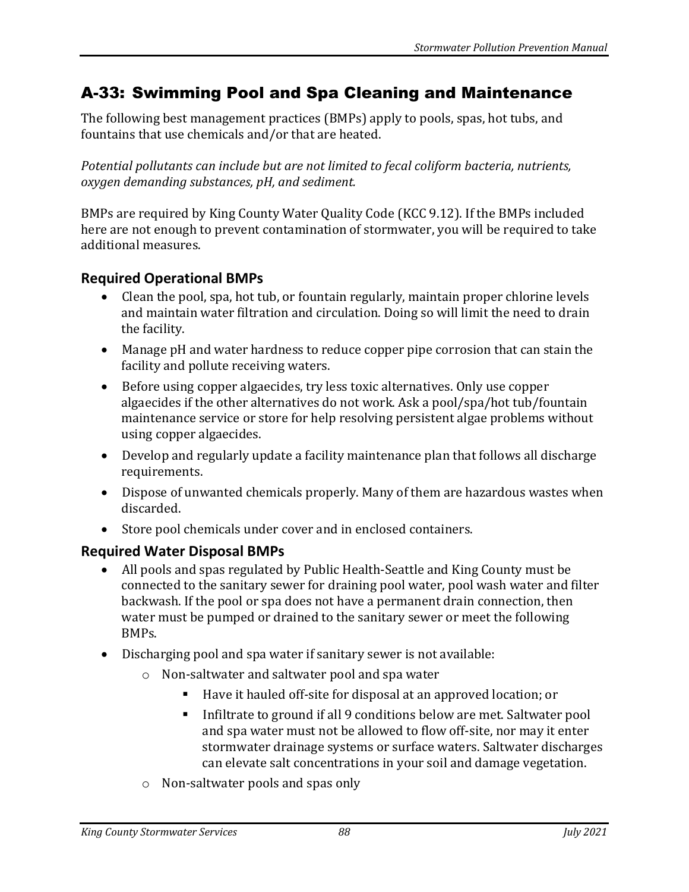## A-33: Swimming Pool and Spa Cleaning and Maintenance

The following best management practices (BMPs) apply to pools, spas, hot tubs, and fountains that use chemicals and/or that are heated.

*Potential pollutants can include but are not limited to fecal coliform bacteria, nutrients, oxygen demanding substances, pH, and sediment.*

BMPs are required by King County Water Quality Code (KCC 9.12). If the BMPs included here are not enough to prevent contamination of stormwater, you will be required to take additional measures.

### Required Operational BMPs

- Clean the pool, spa, hot tub, or fountain regularly, maintain proper chlorine levels and maintain water filtration and circulation. Doing so will limit the need to drain the facility.
- Manage pH and water hardness to reduce copper pipe corrosion that can stain the facility and pollute receiving waters.
- Before using copper algaecides, try less toxic alternatives. Only use copper algaecides if the other alternatives do not work. Ask a pool/spa/hot tub/fountain maintenance service or store for help resolving persistent algae problems without using copper algaecides.
- Develop and regularly update a facility maintenance plan that follows all discharge requirements.
- Dispose of unwanted chemicals properly. Many of them are hazardous wastes when discarded.
- Store pool chemicals under cover and in enclosed containers.

### Required Water Disposal BMPs

- All pools and spas regulated by Public Health-Seattle and King County must be connected to the sanitary sewer for draining pool water, pool wash water and filter backwash. If the pool or spa does not have a permanent drain connection, then water must be pumped or drained to the sanitary sewer or meet the following BMPs.
- Discharging pool and spa water if sanitary sewer is not available:
  - Non-saltwater and saltwater pool and spa water
    - Have it hauled off-site for disposal at an approved location; or
    - Infiltrate to ground if all 9 conditions below are met. Saltwater pool and spa water must not be allowed to flow off-site, nor may it enter stormwater drainage systems or surface waters. Saltwater discharges can elevate salt concentrations in your soil and damage vegetation.
  - Non-saltwater pools and spas only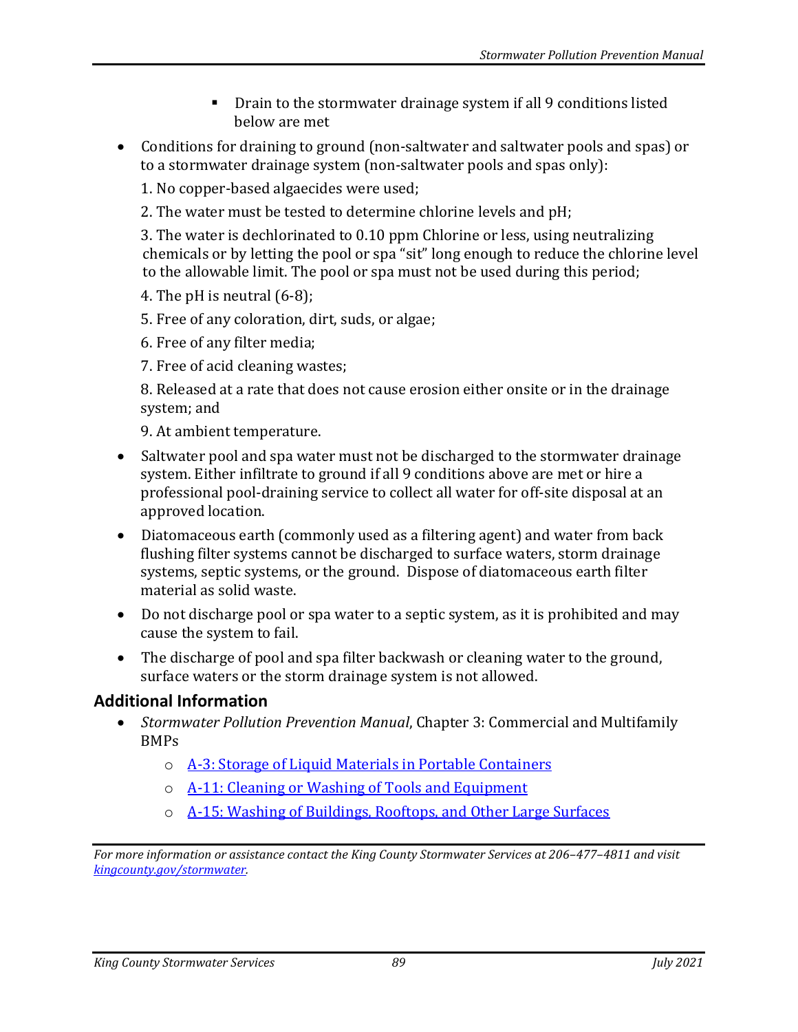- Drain to the stormwater drainage system if all 9 conditions listed below are met

- Conditions for draining to ground (non-saltwater and saltwater pools and spas) or to a stormwater drainage system (non-saltwater pools and spas only):

  1. No copper-based algaecides were used;
  2. The water must be tested to determine chlorine levels and pH;
  3. The water is dechlorinated to 0.10 ppm Chlorine or less, using neutralizing chemicals or by letting the pool or spa "sit" long enough to reduce the chlorine level to the allowable limit. The pool or spa must not be used during this period;
  4. The pH is neutral (6-8);
  5. Free of any coloration, dirt, suds, or algae;
  6. Free of any filter media;
  7. Free of acid cleaning wastes;
  8. Released at a rate that does not cause erosion either onsite or in the drainage system; and
  9. At ambient temperature.

- Saltwater pool and spa water must not be discharged to the stormwater drainage system. Either infiltrate to ground if all 9 conditions above are met or hire a professional pool-draining service to collect all water for off-site disposal at an approved location.
- Diatomaceous earth (commonly used as a filtering agent) and water from back flushing filter systems cannot be discharged to surface waters, storm drainage systems, septic systems, or the ground. Dispose of diatomaceous earth filter material as solid waste.
- Do not discharge pool or spa water to a septic system, as it is prohibited and may cause the system to fail.
- The discharge of pool and spa filter backwash or cleaning water to the ground, surface waters or the storm drainage system is not allowed.

## Additional Information

- *Stormwater Pollution Prevention Manual*, Chapter 3: Commercial and Multifamily BMPs
  - A-3: Storage of Liquid Materials in Portable Containers
  - A-11: Cleaning or Washing of Tools and Equipment
  - A-15: Washing of Buildings, Rooftops, and Other Large Surfaces

*For more information or assistance contact the King County Stormwater Services at 206–477–4811 and visit kingcounty.gov/stormwater.*